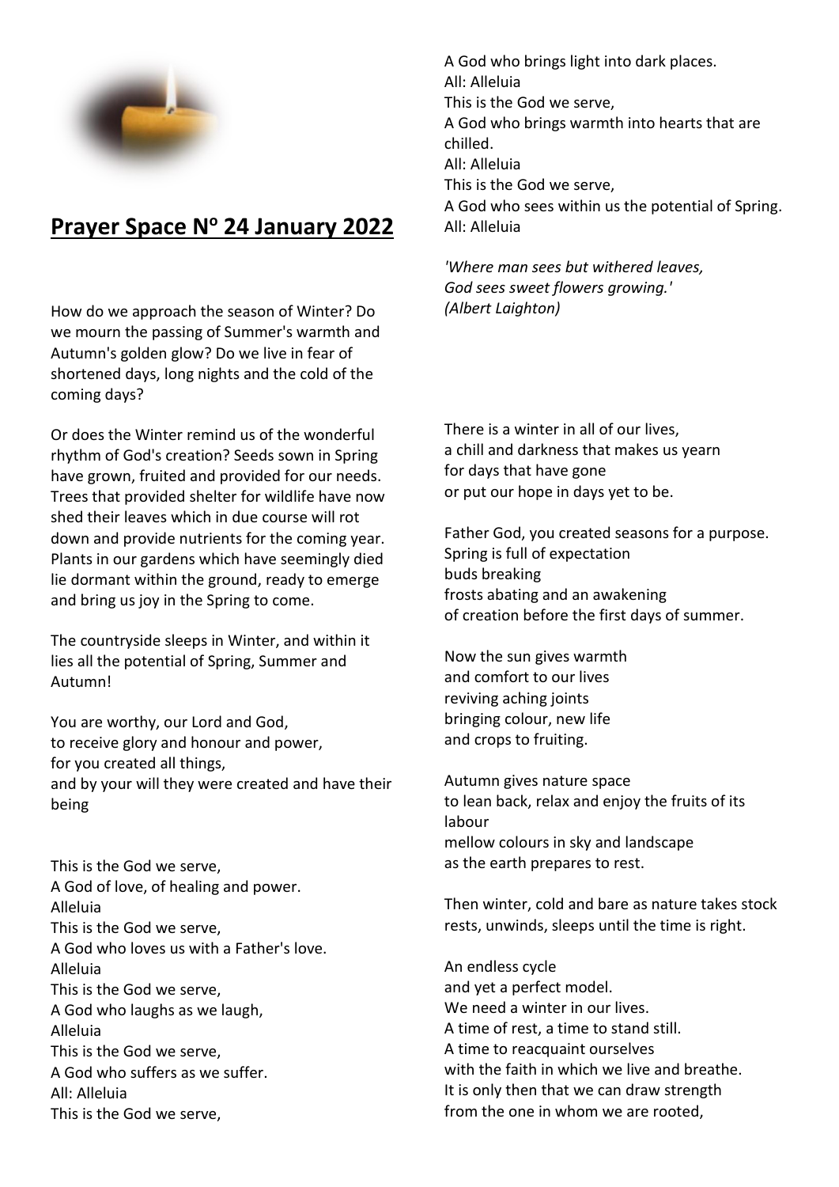# Prayer Space Nº 24 January 2022

How do we approach the season of Winter? Do we mourn the passing of Summer's warmth and Autumn's golden glow? Do we live in fear of shortened days, long nights and the cold of the coming days?

Or does the Winter remind us of the wonderful rhythm of God's creation? Seeds sown in Spring have grown, fruited and provided for our needs. Trees that provided shelter for wildlife have now shed their leaves which in due course will rot down and provide nutrients for the coming year. Plants in our gardens which have seemingly died lie dormant within the ground, ready to emerge and bring us joy in the Spring to come.

The countryside sleeps in Winter, and within it lies all the potential of Spring, Summer and Autumn!

You are worthy, our Lord and God,
to receive glory and honour and power,
for you created all things,
and by your will they were created and have their being

This is the God we serve,
A God of love, of healing and power.
Alleluia
This is the God we serve,
A God who loves us with a Father's love.
Alleluia
This is the God we serve,
A God who laughs as we laugh,
Alleluia
This is the God we serve,
A God who suffers as we suffer.
All: Alleluia
This is the God we serve,
A God who brings light into dark places.
All: Alleluia
This is the God we serve,
A God who brings warmth into hearts that are chilled.
All: Alleluia
This is the God we serve,
A God who sees within us the potential of Spring.
All: Alleluia

*'Where man sees but withered leaves,*
*God sees sweet flowers growing.'*
*(Albert Laighton)*

There is a winter in all of our lives,
a chill and darkness that makes us yearn
for days that have gone
or put our hope in days yet to be.

Father God, you created seasons for a purpose.
Spring is full of expectation
buds breaking
frosts abating and an awakening
of creation before the first days of summer.

Now the sun gives warmth
and comfort to our lives
reviving aching joints
bringing colour, new life
and crops to fruiting.

Autumn gives nature space
to lean back, relax and enjoy the fruits of its labour
mellow colours in sky and landscape
as the earth prepares to rest.

Then winter, cold and bare as nature takes stock
rests, unwinds, sleeps until the time is right.

An endless cycle
and yet a perfect model.
We need a winter in our lives.
A time of rest, a time to stand still.
A time to reacquaint ourselves
with the faith in which we live and breathe.
It is only then that we can draw strength
from the one in whom we are rooted,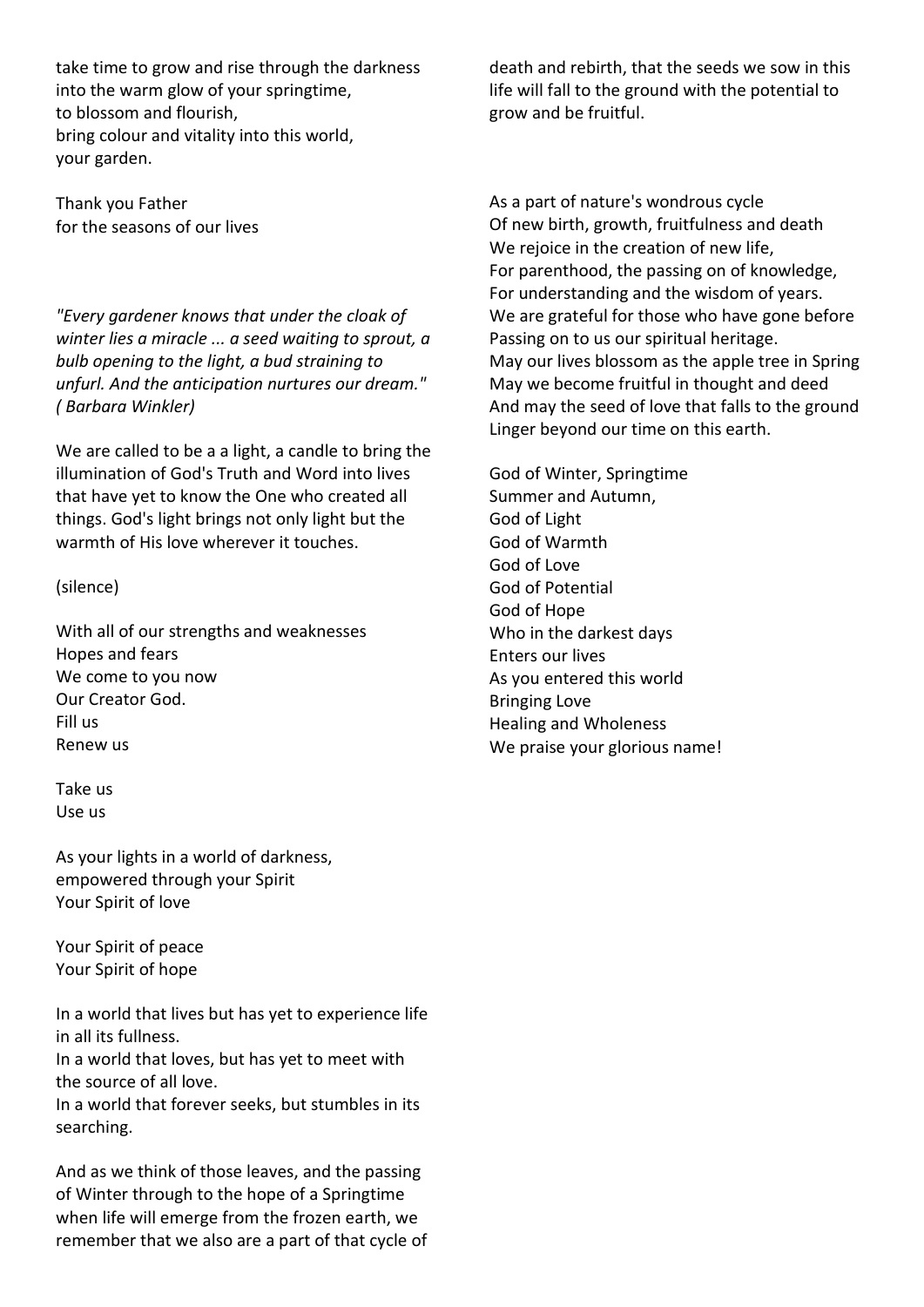take time to grow and rise through the darkness
into the warm glow of your springtime,
to blossom and flourish,
bring colour and vitality into this world,
your garden.

Thank you Father
for the seasons of our lives

*"Every gardener knows that under the cloak of winter lies a miracle ... a seed waiting to sprout, a bulb opening to the light, a bud straining to unfurl. And the anticipation nurtures our dream." ( Barbara Winkler)*

We are called to be a a light, a candle to bring the illumination of God's Truth and Word into lives that have yet to know the One who created all things. God's light brings not only light but the warmth of His love wherever it touches.

(silence)

With all of our strengths and weaknesses
Hopes and fears
We come to you now
Our Creator God.
Fill us
Renew us

Take us
Use us

As your lights in a world of darkness,
empowered through your Spirit
Your Spirit of love

Your Spirit of peace
Your Spirit of hope

In a world that lives but has yet to experience life in all its fullness.
In a world that loves, but has yet to meet with the source of all love.
In a world that forever seeks, but stumbles in its searching.

And as we think of those leaves, and the passing of Winter through to the hope of a Springtime when life will emerge from the frozen earth, we remember that we also are a part of that cycle of death and rebirth, that the seeds we sow in this life will fall to the ground with the potential to grow and be fruitful.

As a part of nature's wondrous cycle
Of new birth, growth, fruitfulness and death
We rejoice in the creation of new life,
For parenthood, the passing on of knowledge,
For understanding and the wisdom of years.
We are grateful for those who have gone before
Passing on to us our spiritual heritage.
May our lives blossom as the apple tree in Spring
May we become fruitful in thought and deed
And may the seed of love that falls to the ground
Linger beyond our time on this earth.

God of Winter, Springtime
Summer and Autumn,
God of Light
God of Warmth
God of Love
God of Potential
God of Hope
Who in the darkest days
Enters our lives
As you entered this world
Bringing Love
Healing and Wholeness
We praise your glorious name!